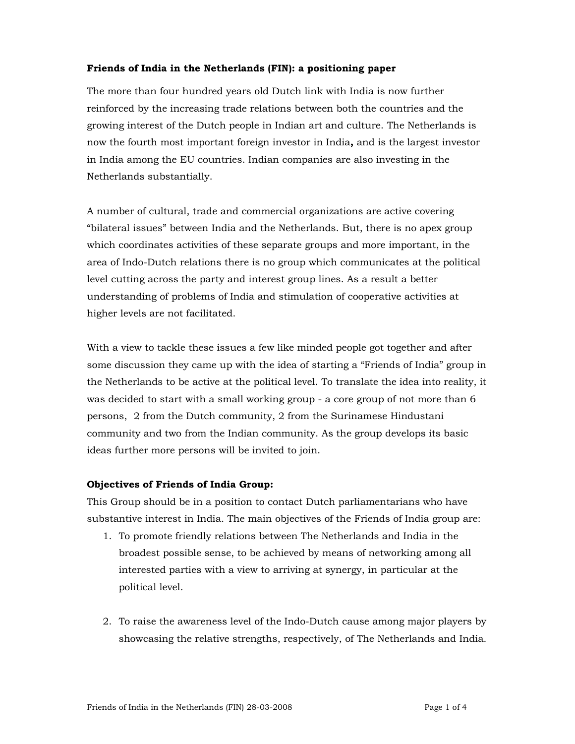**Friends of India in the Netherlands (FIN): a positioning paper**

The more than four hundred years old Dutch link with India is now further reinforced by the increasing trade relations between both the countries and the growing interest of the Dutch people in Indian art and culture. The Netherlands is now the fourth most important foreign investor in India**,** and is the largest investor in India among the EU countries. Indian companies are also investing in the Netherlands substantially.

A number of cultural, trade and commercial organizations are active covering "bilateral issues" between India and the Netherlands. But, there is no apex group which coordinates activities of these separate groups and more important, in the area of Indo-Dutch relations there is no group which communicates at the political level cutting across the party and interest group lines. As a result a better understanding of problems of India and stimulation of cooperative activities at higher levels are not facilitated.

With a view to tackle these issues a few like minded people got together and after some discussion they came up with the idea of starting a "Friends of India" group in the Netherlands to be active at the political level. To translate the idea into reality, it was decided to start with a small working group - a core group of not more than 6 persons, 2 from the Dutch community, 2 from the Surinamese Hindustani community and two from the Indian community. As the group develops its basic ideas further more persons will be invited to join.

**Objectives of Friends of India Group:**

This Group should be in a position to contact Dutch parliamentarians who have substantive interest in India. The main objectives of the Friends of India group are:

1. To promote friendly relations between The Netherlands and India in the broadest possible sense, to be achieved by means of networking among all interested parties with a view to arriving at synergy, in particular at the political level.

2. To raise the awareness level of the Indo-Dutch cause among major players by showcasing the relative strengths, respectively, of The Netherlands and India.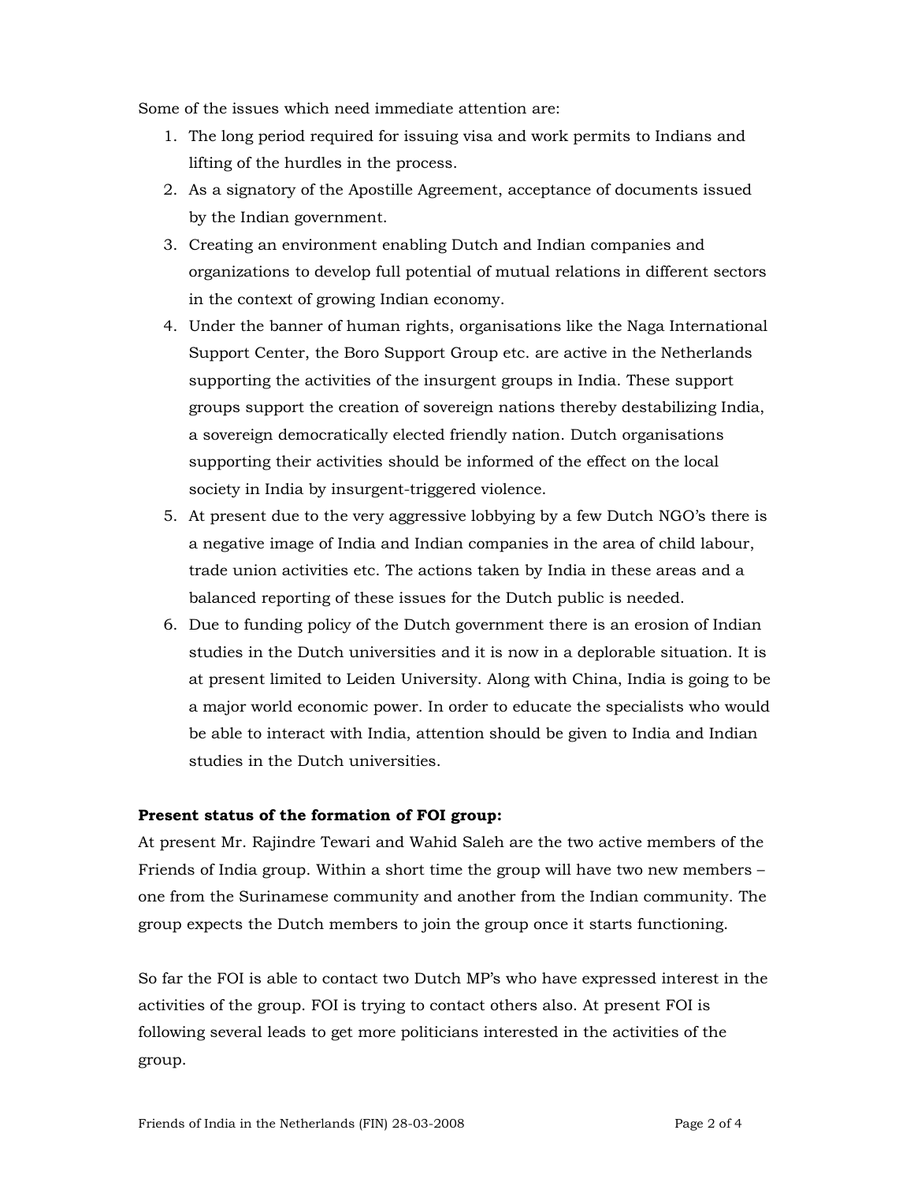Some of the issues which need immediate attention are:

1. The long period required for issuing visa and work permits to Indians and lifting of the hurdles in the process.
2. As a signatory of the Apostille Agreement, acceptance of documents issued by the Indian government.
3. Creating an environment enabling Dutch and Indian companies and organizations to develop full potential of mutual relations in different sectors in the context of growing Indian economy.
4. Under the banner of human rights, organisations like the Naga International Support Center, the Boro Support Group etc. are active in the Netherlands supporting the activities of the insurgent groups in India. These support groups support the creation of sovereign nations thereby destabilizing India, a sovereign democratically elected friendly nation. Dutch organisations supporting their activities should be informed of the effect on the local society in India by insurgent-triggered violence.
5. At present due to the very aggressive lobbying by a few Dutch NGO's there is a negative image of India and Indian companies in the area of child labour, trade union activities etc. The actions taken by India in these areas and a balanced reporting of these issues for the Dutch public is needed.
6. Due to funding policy of the Dutch government there is an erosion of Indian studies in the Dutch universities and it is now in a deplorable situation. It is at present limited to Leiden University. Along with China, India is going to be a major world economic power. In order to educate the specialists who would be able to interact with India, attention should be given to India and Indian studies in the Dutch universities.

**Present status of the formation of FOI group:**

At present Mr. Rajindre Tewari and Wahid Saleh are the two active members of the Friends of India group. Within a short time the group will have two new members – one from the Surinamese community and another from the Indian community. The group expects the Dutch members to join the group once it starts functioning.

So far the FOI is able to contact two Dutch MP's who have expressed interest in the activities of the group. FOI is trying to contact others also. At present FOI is following several leads to get more politicians interested in the activities of the group.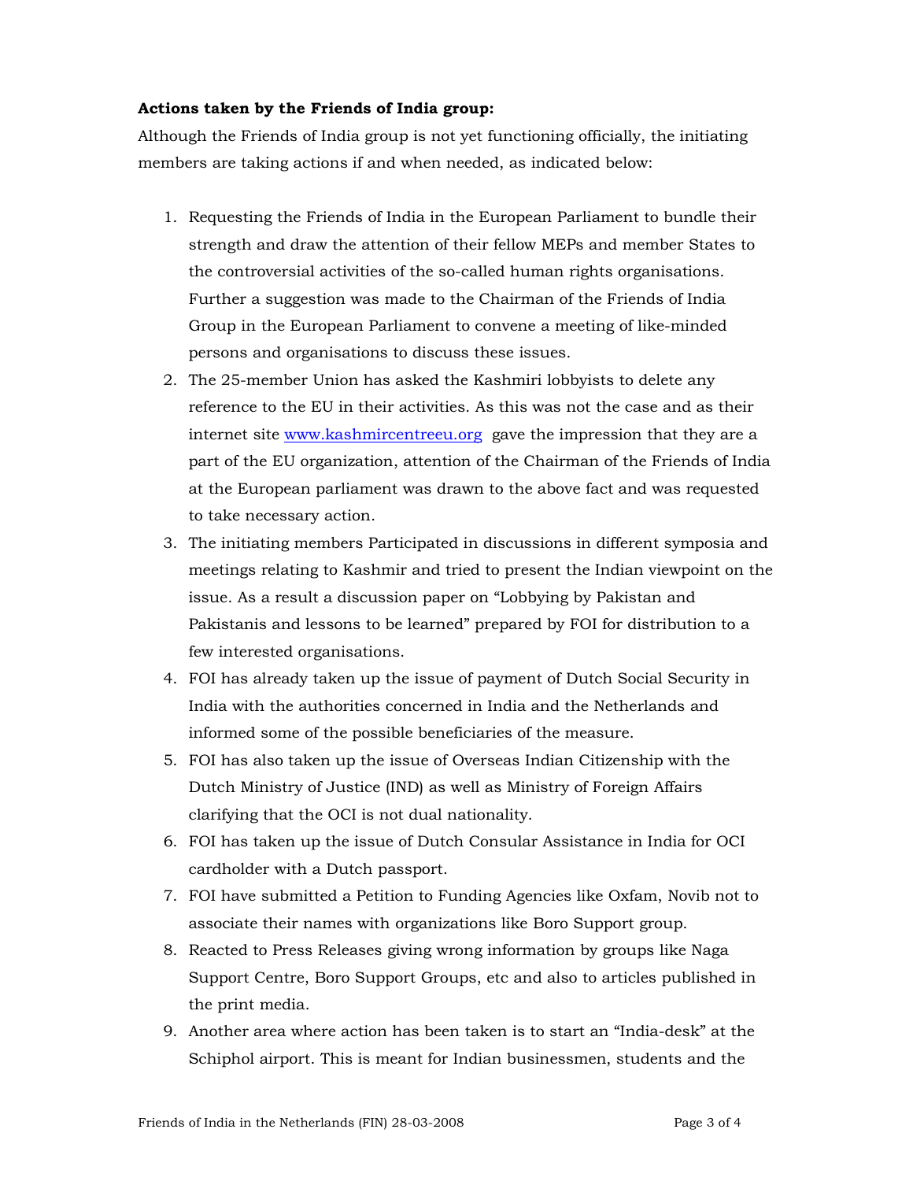**Actions taken by the Friends of India group:**

Although the Friends of India group is not yet functioning officially, the initiating members are taking actions if and when needed, as indicated below:

1. Requesting the Friends of India in the European Parliament to bundle their strength and draw the attention of their fellow MEPs and member States to the controversial activities of the so-called human rights organisations. Further a suggestion was made to the Chairman of the Friends of India Group in the European Parliament to convene a meeting of like-minded persons and organisations to discuss these issues.
2. The 25-member Union has asked the Kashmiri lobbyists to delete any reference to the EU in their activities. As this was not the case and as their internet site [www.kashmircentreeu.org](www.kashmircentreeu.org) gave the impression that they are a part of the EU organization, attention of the Chairman of the Friends of India at the European parliament was drawn to the above fact and was requested to take necessary action.
3. The initiating members Participated in discussions in different symposia and meetings relating to Kashmir and tried to present the Indian viewpoint on the issue. As a result a discussion paper on "Lobbying by Pakistan and Pakistanis and lessons to be learned" prepared by FOI for distribution to a few interested organisations.
4. FOI has already taken up the issue of payment of Dutch Social Security in India with the authorities concerned in India and the Netherlands and informed some of the possible beneficiaries of the measure.
5. FOI has also taken up the issue of Overseas Indian Citizenship with the Dutch Ministry of Justice (IND) as well as Ministry of Foreign Affairs clarifying that the OCI is not dual nationality.
6. FOI has taken up the issue of Dutch Consular Assistance in India for OCI cardholder with a Dutch passport.
7. FOI have submitted a Petition to Funding Agencies like Oxfam, Novib not to associate their names with organizations like Boro Support group.
8. Reacted to Press Releases giving wrong information by groups like Naga Support Centre, Boro Support Groups, etc and also to articles published in the print media.
9. Another area where action has been taken is to start an "India-desk" at the Schiphol airport. This is meant for Indian businessmen, students and the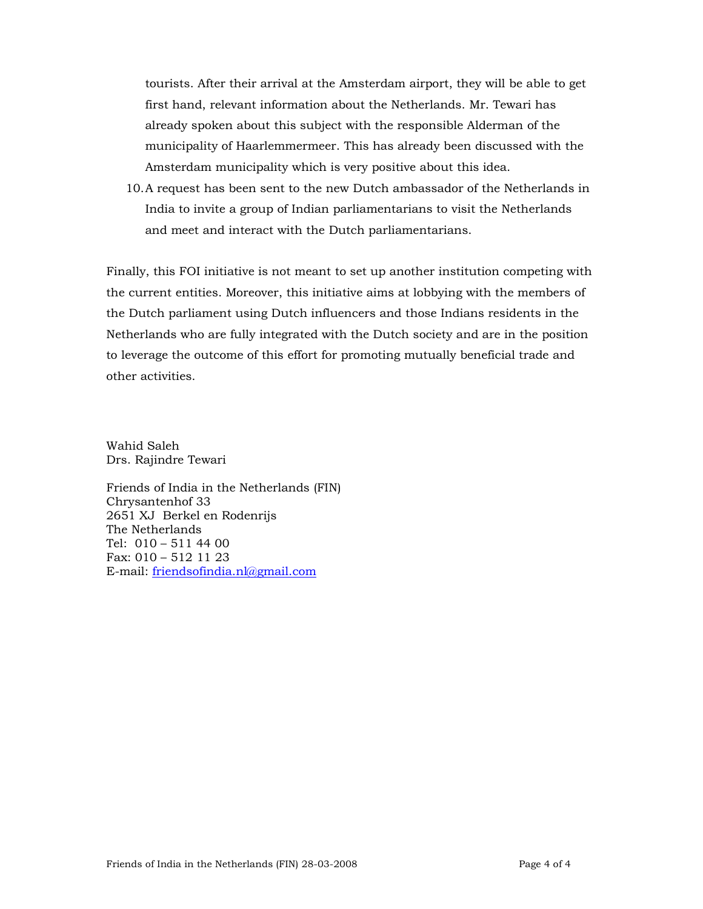tourists. After their arrival at the Amsterdam airport, they will be able to get first hand, relevant information about the Netherlands. Mr. Tewari has already spoken about this subject with the responsible Alderman of the municipality of Haarlemmermeer. This has already been discussed with the Amsterdam municipality which is very positive about this idea.

10. A request has been sent to the new Dutch ambassador of the Netherlands in India to invite a group of Indian parliamentarians to visit the Netherlands and meet and interact with the Dutch parliamentarians.

Finally, this FOI initiative is not meant to set up another institution competing with the current entities. Moreover, this initiative aims at lobbying with the members of the Dutch parliament using Dutch influencers and those Indians residents in the Netherlands who are fully integrated with the Dutch society and are in the position to leverage the outcome of this effort for promoting mutually beneficial trade and other activities.

Wahid Saleh
Drs. Rajindre Tewari

Friends of India in the Netherlands (FIN)
Chrysantenhof 33
2651 XJ Berkel en Rodenrijs
The Netherlands
Tel: 010 – 511 44 00
Fax: 010 – 512 11 23
E-mail: friendsofindia.nl@gmail.com